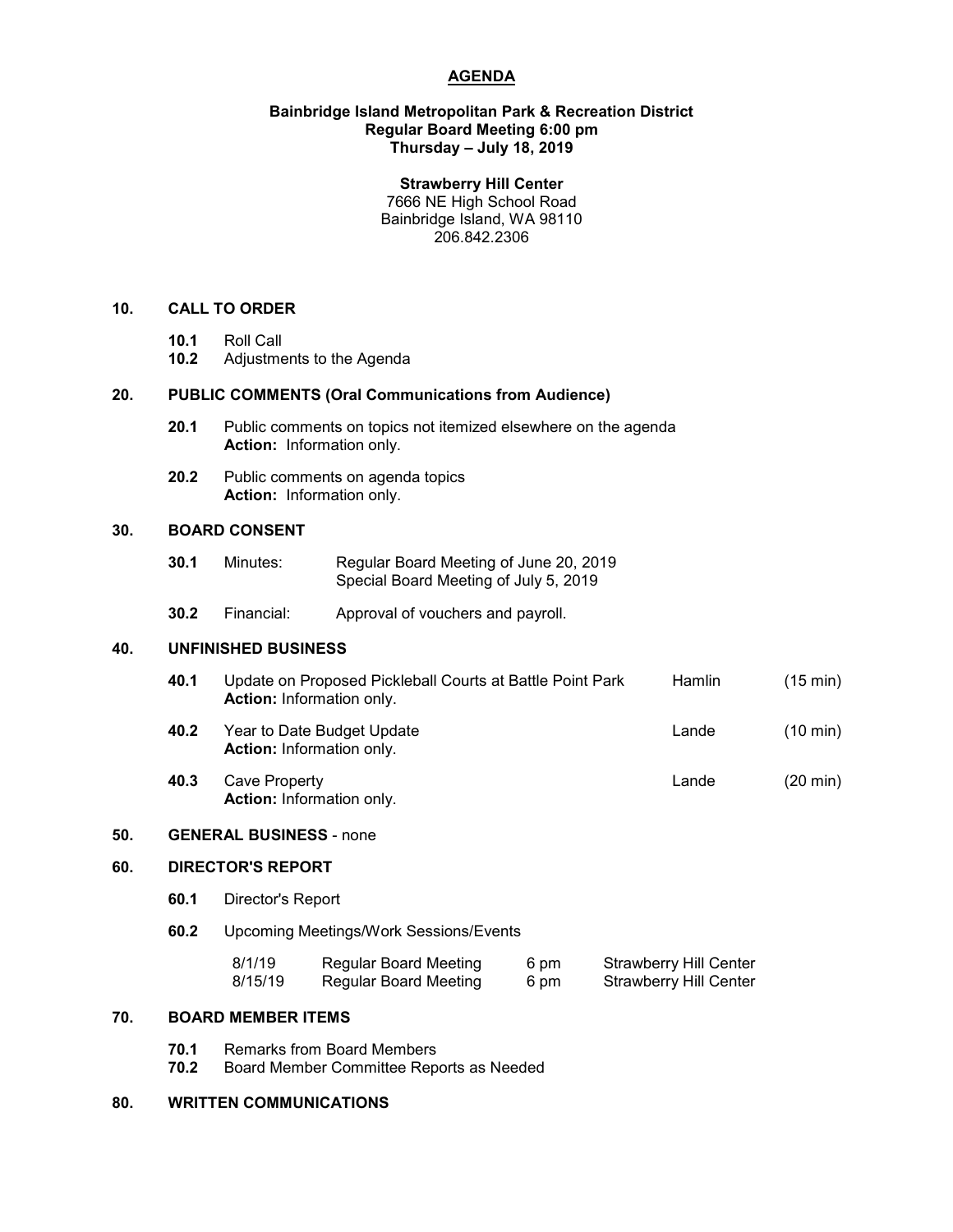# AGENDA

**Bainbridge Island Metropolitan Park & Recreation District**
**Regular Board Meeting 6:00 pm**
**Thursday – July 18, 2019**

**Strawberry Hill Center**
7666 NE High School Road
Bainbridge Island, WA 98110
206.842.2306

## 10. CALL TO ORDER

- **10.1** Roll Call
- **10.2** Adjustments to the Agenda

## 20. PUBLIC COMMENTS (Oral Communications from Audience)

- **20.1** Public comments on topics not itemized elsewhere on the agenda
  **Action:** Information only.
- **20.2** Public comments on agenda topics
  **Action:** Information only.

## 30. BOARD CONSENT

- **30.1** Minutes: Regular Board Meeting of June 20, 2019
  Special Board Meeting of July 5, 2019
- **30.2** Financial: Approval of vouchers and payroll.

## 40. UNFINISHED BUSINESS

| | Item | Presenter | Time |
|---|---|---|---|
| **40.1** | Update on Proposed Pickleball Courts at Battle Point Park<br>**Action:** Information only. | Hamlin | (15 min) |
| **40.2** | Year to Date Budget Update<br>**Action:** Information only. | Lande | (10 min) |
| **40.3** | Cave Property<br>**Action:** Information only. | Lande | (20 min) |

## 50. GENERAL BUSINESS - none

## 60. DIRECTOR'S REPORT

- **60.1** Director's Report
- **60.2** Upcoming Meetings/Work Sessions/Events

| Date | Meeting | Time | Location |
|---|---|---|---|
| 8/1/19 | Regular Board Meeting | 6 pm | Strawberry Hill Center |
| 8/15/19 | Regular Board Meeting | 6 pm | Strawberry Hill Center |

## 70. BOARD MEMBER ITEMS

- **70.1** Remarks from Board Members
- **70.2** Board Member Committee Reports as Needed

## 80. WRITTEN COMMUNICATIONS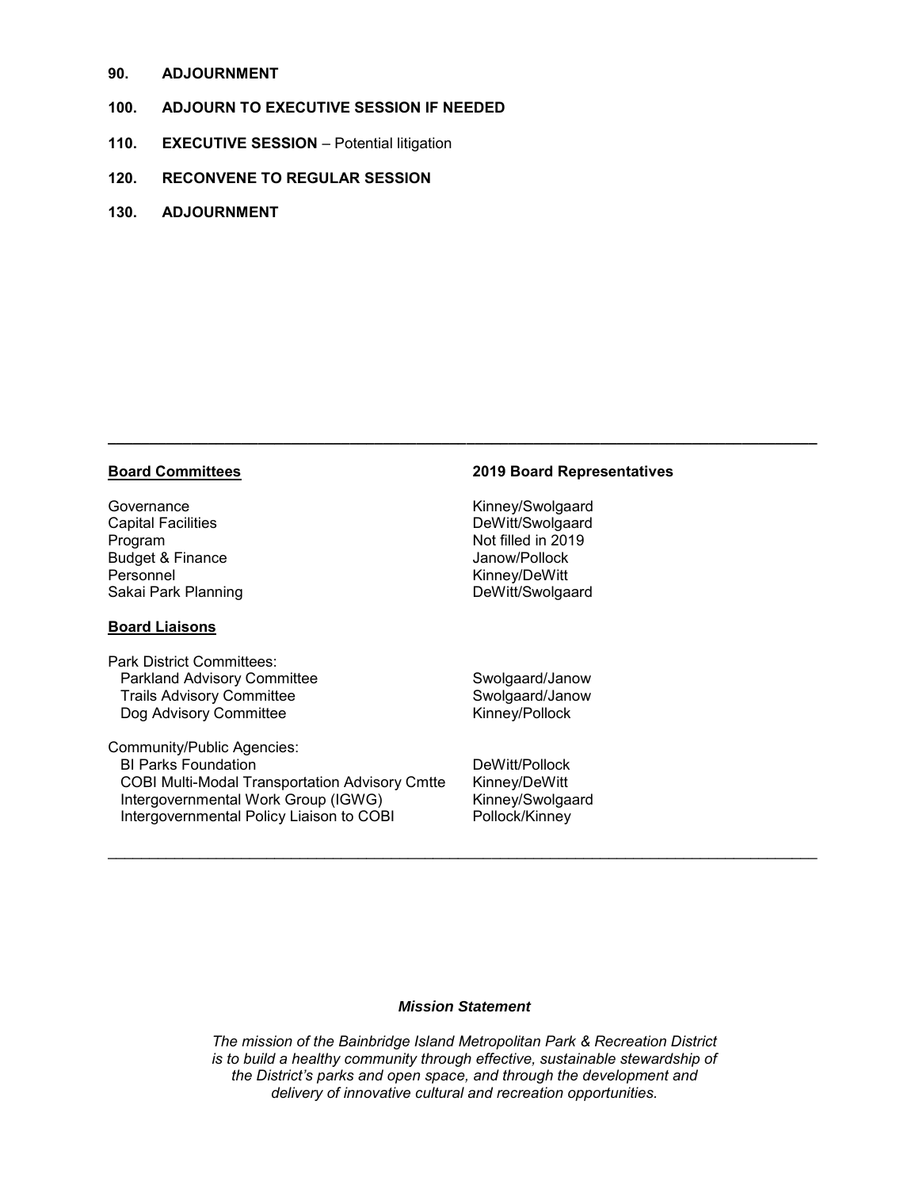**90. ADJOURNMENT**

**100. ADJOURN TO EXECUTIVE SESSION IF NEEDED**

**110. EXECUTIVE SESSION** – Potential litigation

**120. RECONVENE TO REGULAR SESSION**

**130. ADJOURNMENT**

---

| **Board Committees** | **2019 Board Representatives** |
|---|---|
| Governance | Kinney/Swolgaard |
| Capital Facilities | DeWitt/Swolgaard |
| Program | Not filled in 2019 |
| Budget & Finance | Janow/Pollock |
| Personnel | Kinney/DeWitt |
| Sakai Park Planning | DeWitt/Swolgaard |

**Board Liaisons**

| | |
|---|---|
| Park District Committees: | |
| Parkland Advisory Committee | Swolgaard/Janow |
| Trails Advisory Committee | Swolgaard/Janow |
| Dog Advisory Committee | Kinney/Pollock |
| Community/Public Agencies: | |
| BI Parks Foundation | DeWitt/Pollock |
| COBI Multi-Modal Transportation Advisory Cmtte | Kinney/DeWitt |
| Intergovernmental Work Group (IGWG) | Kinney/Swolgaard |
| Intergovernmental Policy Liaison to COBI | Pollock/Kinney |

---

***Mission Statement***

*The mission of the Bainbridge Island Metropolitan Park & Recreation District is to build a healthy community through effective, sustainable stewardship of the District's parks and open space, and through the development and delivery of innovative cultural and recreation opportunities.*